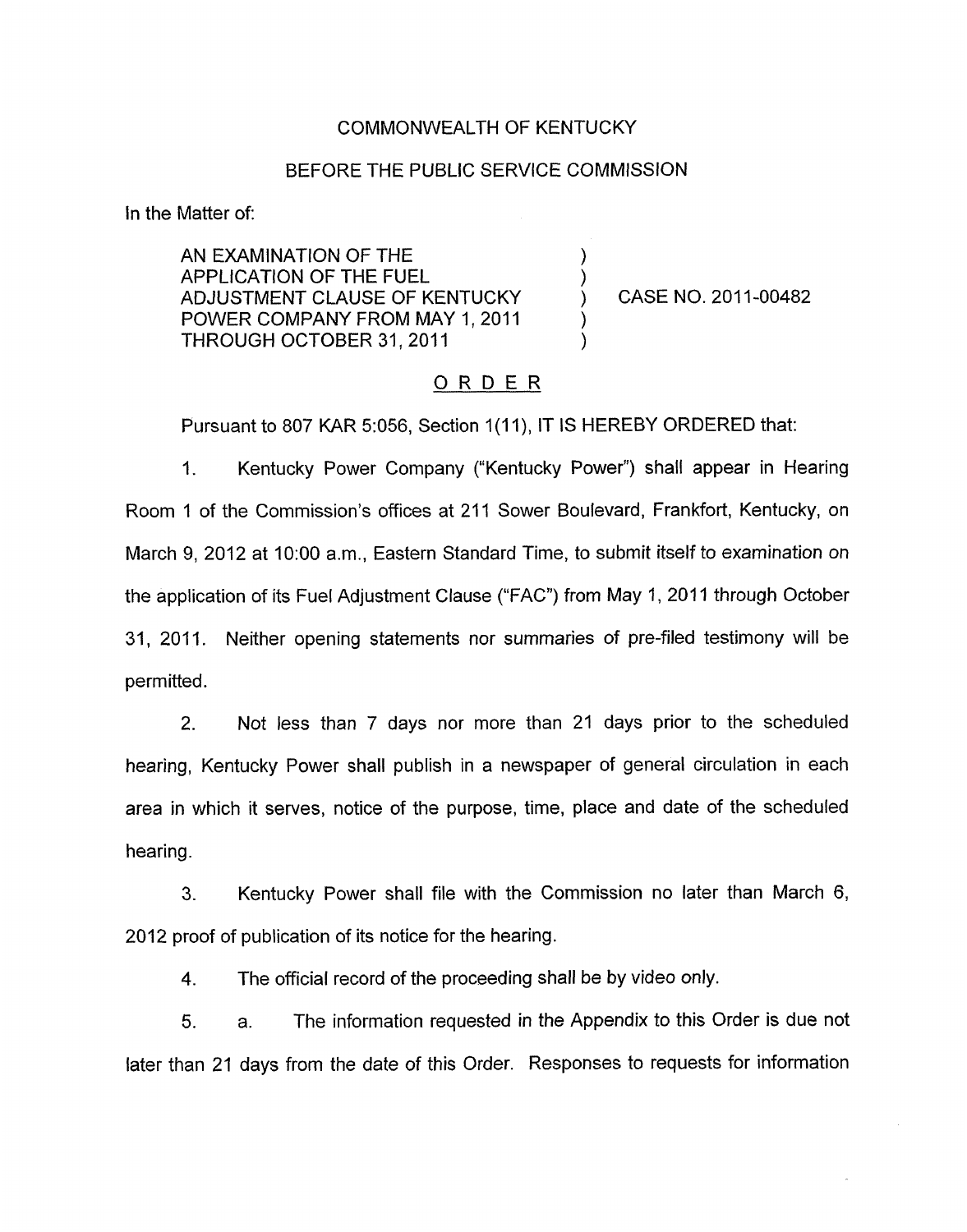COMMONWEALTH OF KENTUCKY

BEFORE THE PUBLIC SERVICE COMMISSION

In the Matter of:

| | | |
|---|---|---|
| AN EXAMINATION OF THE APPLICATION OF THE FUEL ADJUSTMENT CLAUSE OF KENTUCKY POWER COMPANY FROM MAY 1, 2011 THROUGH OCTOBER 31, 2011 | ) | CASE NO. 2011-00482 |

## ORDER

Pursuant to 807 KAR 5:056, Section 1(11), IT IS HEREBY ORDERED that:

1. Kentucky Power Company ("Kentucky Power") shall appear in Hearing Room 1 of the Commission's offices at 211 Sower Boulevard, Frankfort, Kentucky, on March 9, 2012 at 10:00 a.m., Eastern Standard Time, to submit itself to examination on the application of its Fuel Adjustment Clause ("FAC") from May 1, 2011 through October 31, 2011. Neither opening statements nor summaries of pre-filed testimony will be permitted.

2. Not less than 7 days nor more than 21 days prior to the scheduled hearing, Kentucky Power shall publish in a newspaper of general circulation in each area in which it serves, notice of the purpose, time, place and date of the scheduled hearing.

3. Kentucky Power shall file with the Commission no later than March 6, 2012 proof of publication of its notice for the hearing.

4. The official record of the proceeding shall be by video only.

5. a. The information requested in the Appendix to this Order is due not later than 21 days from the date of this Order. Responses to requests for information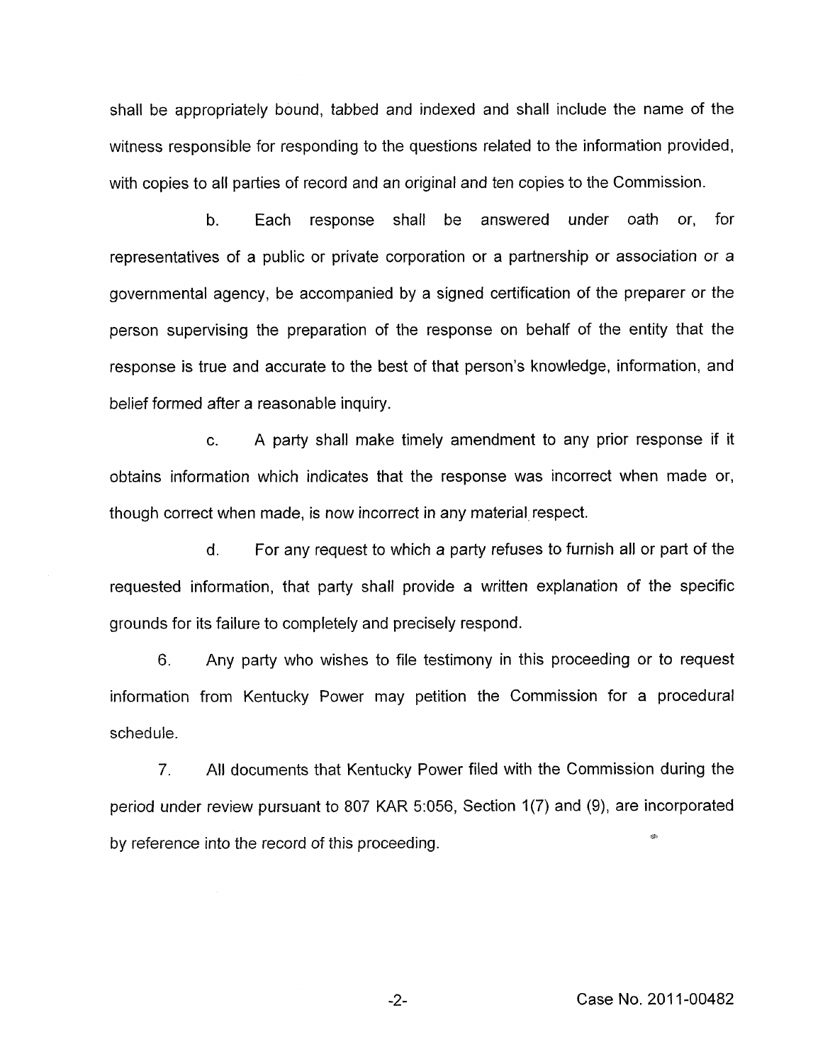shall be appropriately bound, tabbed and indexed and shall include the name of the witness responsible for responding to the questions related to the information provided, with copies to all parties of record and an original and ten copies to the Commission.

b. Each response shall be answered under oath or, for representatives of a public or private corporation or a partnership or association or a governmental agency, be accompanied by a signed certification of the preparer or the person supervising the preparation of the response on behalf of the entity that the response is true and accurate to the best of that person's knowledge, information, and belief formed after a reasonable inquiry.

c. A party shall make timely amendment to any prior response if it obtains information which indicates that the response was incorrect when made or, though correct when made, is now incorrect in any material respect.

d. For any request to which a party refuses to furnish all or part of the requested information, that party shall provide a written explanation of the specific grounds for its failure to completely and precisely respond.

6. Any party who wishes to file testimony in this proceeding or to request information from Kentucky Power may petition the Commission for a procedural schedule.

7. All documents that Kentucky Power filed with the Commission during the period under review pursuant to 807 KAR 5:056, Section 1(7) and (9), are incorporated by reference into the record of this proceeding.

Case No. 2011-00482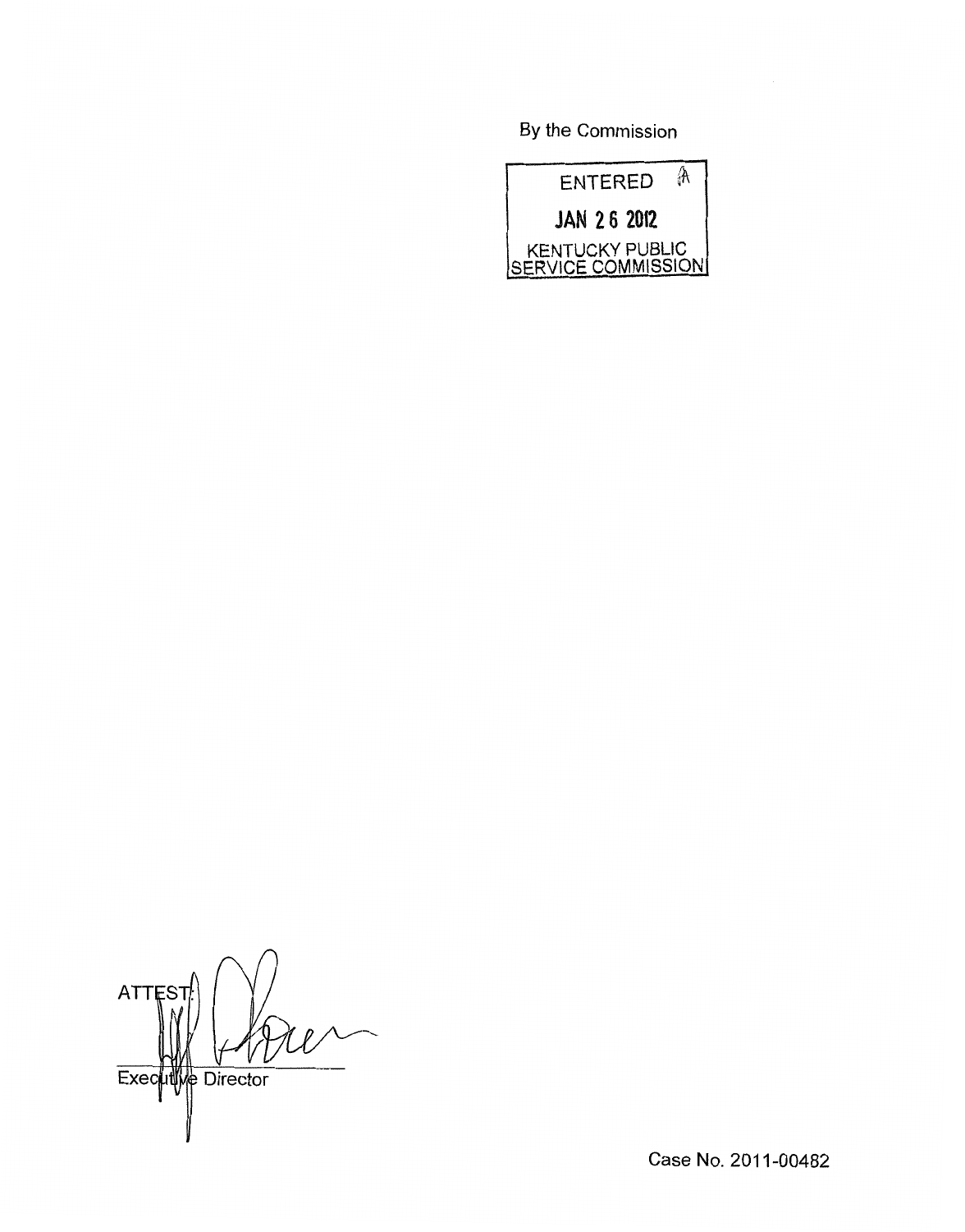By the Commission

ENTERED

JAN 26 2012

KENTUCKY PUBLIC SERVICE COMMISSION

ATTEST:

Executive Director

Case No. 2011-00482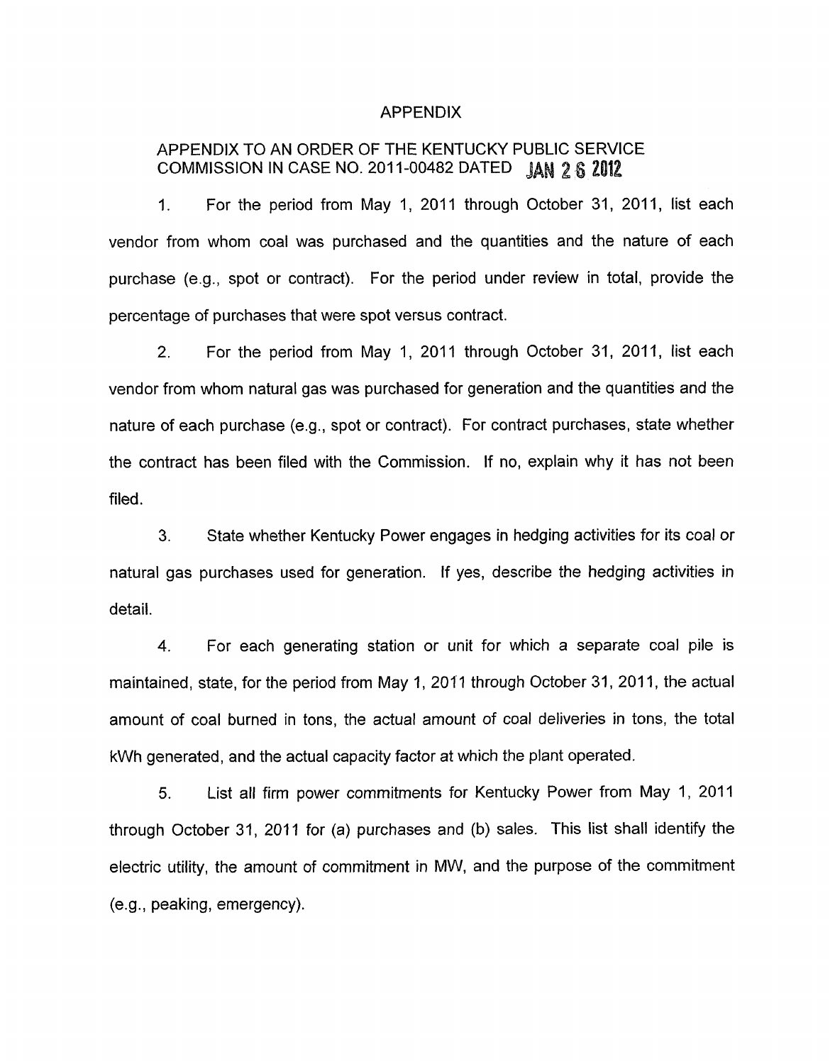# APPENDIX

## APPENDIX TO AN ORDER OF THE KENTUCKY PUBLIC SERVICE COMMISSION IN CASE NO. 2011-00482 DATED JAN 26 2012

1. For the period from May 1, 2011 through October 31, 2011, list each vendor from whom coal was purchased and the quantities and the nature of each purchase (e.g., spot or contract). For the period under review in total, provide the percentage of purchases that were spot versus contract.

2. For the period from May 1, 2011 through October 31, 2011, list each vendor from whom natural gas was purchased for generation and the quantities and the nature of each purchase (e.g., spot or contract). For contract purchases, state whether the contract has been filed with the Commission. If no, explain why it has not been filed.

3. State whether Kentucky Power engages in hedging activities for its coal or natural gas purchases used for generation. If yes, describe the hedging activities in detail.

4. For each generating station or unit for which a separate coal pile is maintained, state, for the period from May 1, 2011 through October 31, 2011, the actual amount of coal burned in tons, the actual amount of coal deliveries in tons, the total kWh generated, and the actual capacity factor at which the plant operated.

5. List all firm power commitments for Kentucky Power from May 1, 2011 through October 31, 2011 for (a) purchases and (b) sales. This list shall identify the electric utility, the amount of commitment in MW, and the purpose of the commitment (e.g., peaking, emergency).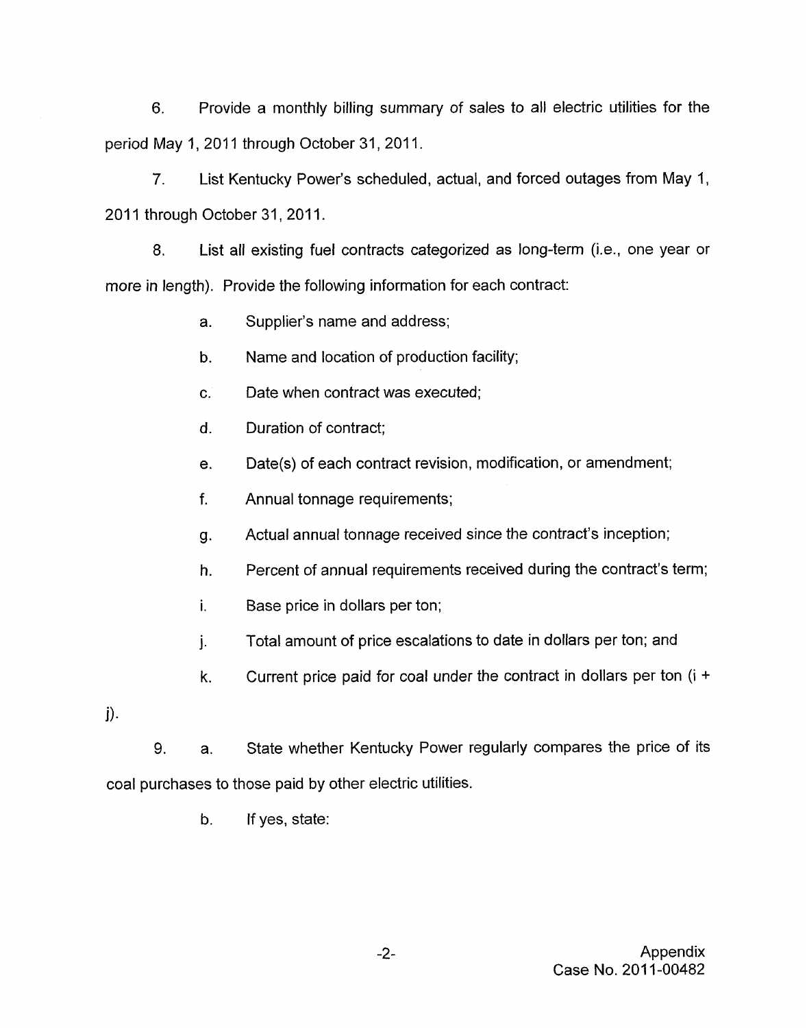6. Provide a monthly billing summary of sales to all electric utilities for the period May 1, 2011 through October 31, 2011.

7. List Kentucky Power's scheduled, actual, and forced outages from May 1, 2011 through October 31, 2011.

8. List all existing fuel contracts categorized as long-term (i.e., one year or more in length). Provide the following information for each contract:

   a. Supplier's name and address;

   b. Name and location of production facility;

   c. Date when contract was executed;

   d. Duration of contract;

   e. Date(s) of each contract revision, modification, or amendment;

   f. Annual tonnage requirements;

   g. Actual annual tonnage received since the contract's inception;

   h. Percent of annual requirements received during the contract's term;

   i. Base price in dollars per ton;

   j. Total amount of price escalations to date in dollars per ton; and

   k. Current price paid for coal under the contract in dollars per ton (i + j).

9. a. State whether Kentucky Power regularly compares the price of its coal purchases to those paid by other electric utilities.

   b. If yes, state:

Appendix
Case No. 2011-00482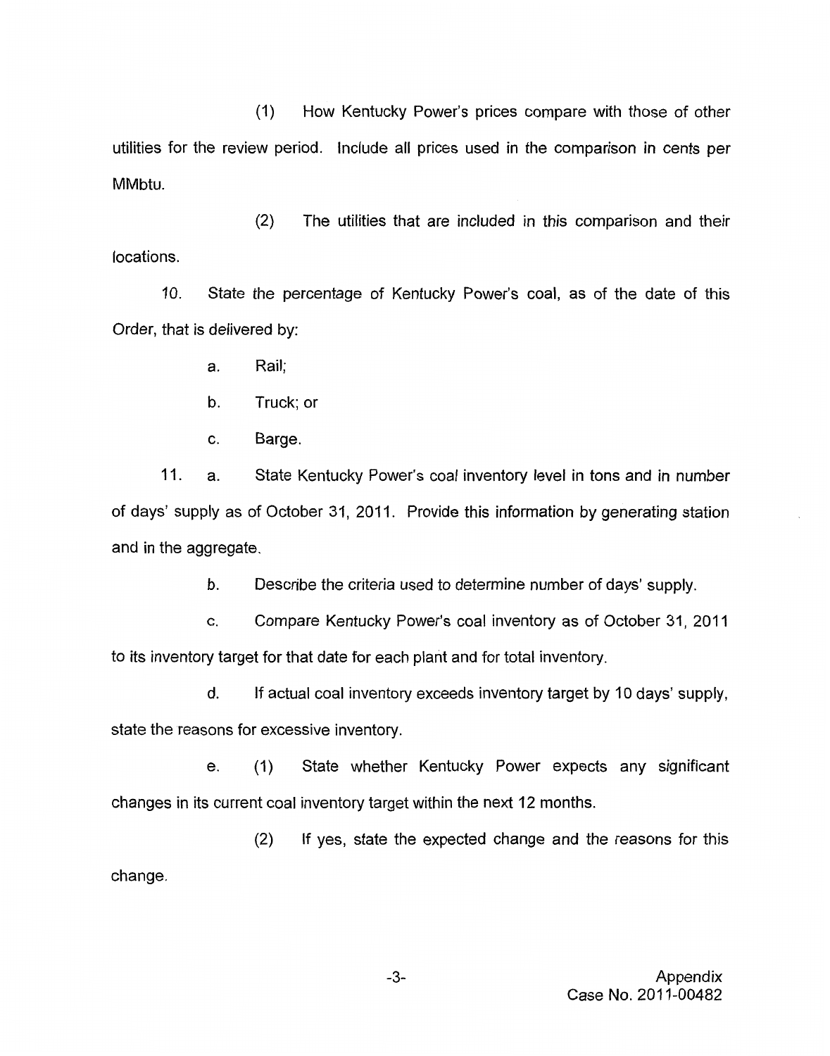(1) How Kentucky Power's prices compare with those of other utilities for the review period. Include all prices used in the comparison in cents per MMbtu.

(2) The utilities that are included in this comparison and their locations.

10. State the percentage of Kentucky Power's coal, as of the date of this Order, that is delivered by:

a. Rail;

b. Truck; or

c. Barge.

11. a. State Kentucky Power's coal inventory level in tons and in number of days' supply as of October 31, 2011. Provide this information by generating station and in the aggregate.

b. Describe the criteria used to determine number of days' supply.

c. Compare Kentucky Power's coal inventory as of October 31, 2011 to its inventory target for that date for each plant and for total inventory.

d. If actual coal inventory exceeds inventory target by 10 days' supply, state the reasons for excessive inventory.

e. (1) State whether Kentucky Power expects any significant changes in its current coal inventory target within the next 12 months.

(2) If yes, state the expected change and the reasons for this change.

Appendix
Case No. 2011-00482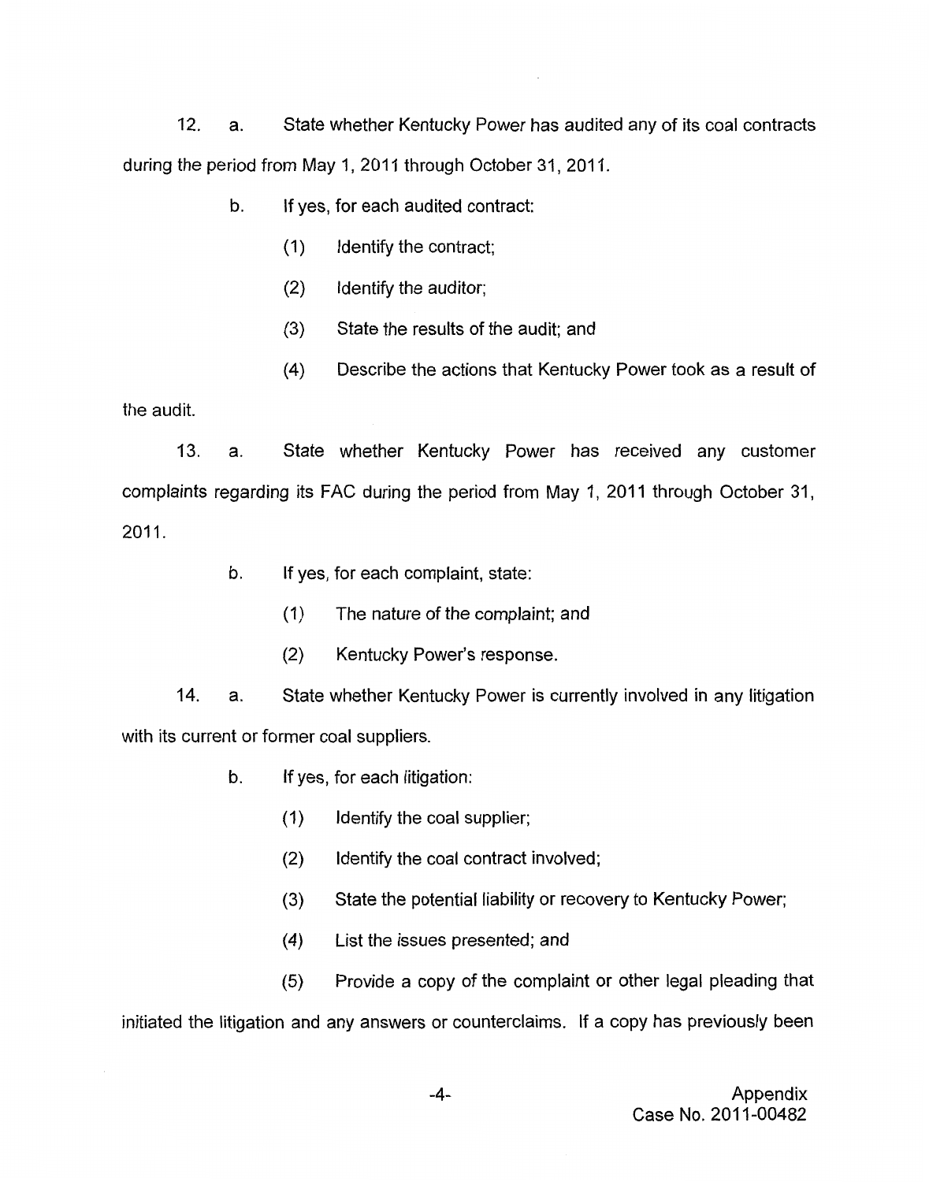12. a. State whether Kentucky Power has audited any of its coal contracts during the period from May 1, 2011 through October 31, 2011.

b. If yes, for each audited contract:

(1) Identify the contract;

(2) Identify the auditor;

(3) State the results of the audit; and

(4) Describe the actions that Kentucky Power took as a result of the audit.

13. a. State whether Kentucky Power has received any customer complaints regarding its FAC during the period from May 1, 2011 through October 31, 2011.

b. If yes, for each complaint, state:

(1) The nature of the complaint; and

(2) Kentucky Power's response.

14. a. State whether Kentucky Power is currently involved in any litigation with its current or former coal suppliers.

b. If yes, for each litigation:

(1) Identify the coal supplier;

(2) Identify the coal contract involved;

(3) State the potential liability or recovery to Kentucky Power;

(4) List the issues presented; and

(5) Provide a copy of the complaint or other legal pleading that initiated the litigation and any answers or counterclaims. If a copy has previously been

Appendix
Case No. 2011-00482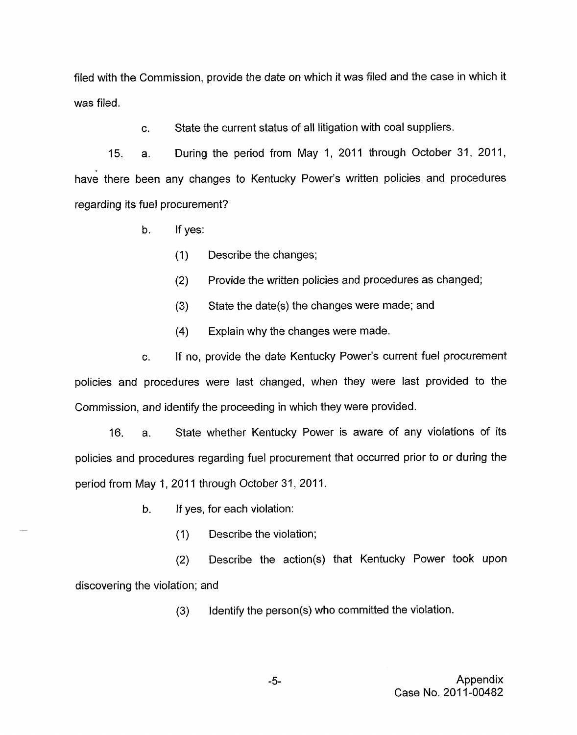filed with the Commission, provide the date on which it was filed and the case in which it was filed.

c. State the current status of all litigation with coal suppliers.

15. a. During the period from May 1, 2011 through October 31, 2011, have there been any changes to Kentucky Power's written policies and procedures regarding its fuel procurement?

b. If yes:

(1) Describe the changes;

(2) Provide the written policies and procedures as changed;

(3) State the date(s) the changes were made; and

(4) Explain why the changes were made.

c. If no, provide the date Kentucky Power's current fuel procurement policies and procedures were last changed, when they were last provided to the Commission, and identify the proceeding in which they were provided.

16. a. State whether Kentucky Power is aware of any violations of its policies and procedures regarding fuel procurement that occurred prior to or during the period from May 1, 2011 through October 31, 2011.

b. If yes, for each violation:

(1) Describe the violation;

(2) Describe the action(s) that Kentucky Power took upon discovering the violation; and

(3) Identify the person(s) who committed the violation.

Appendix
Case No. 2011-00482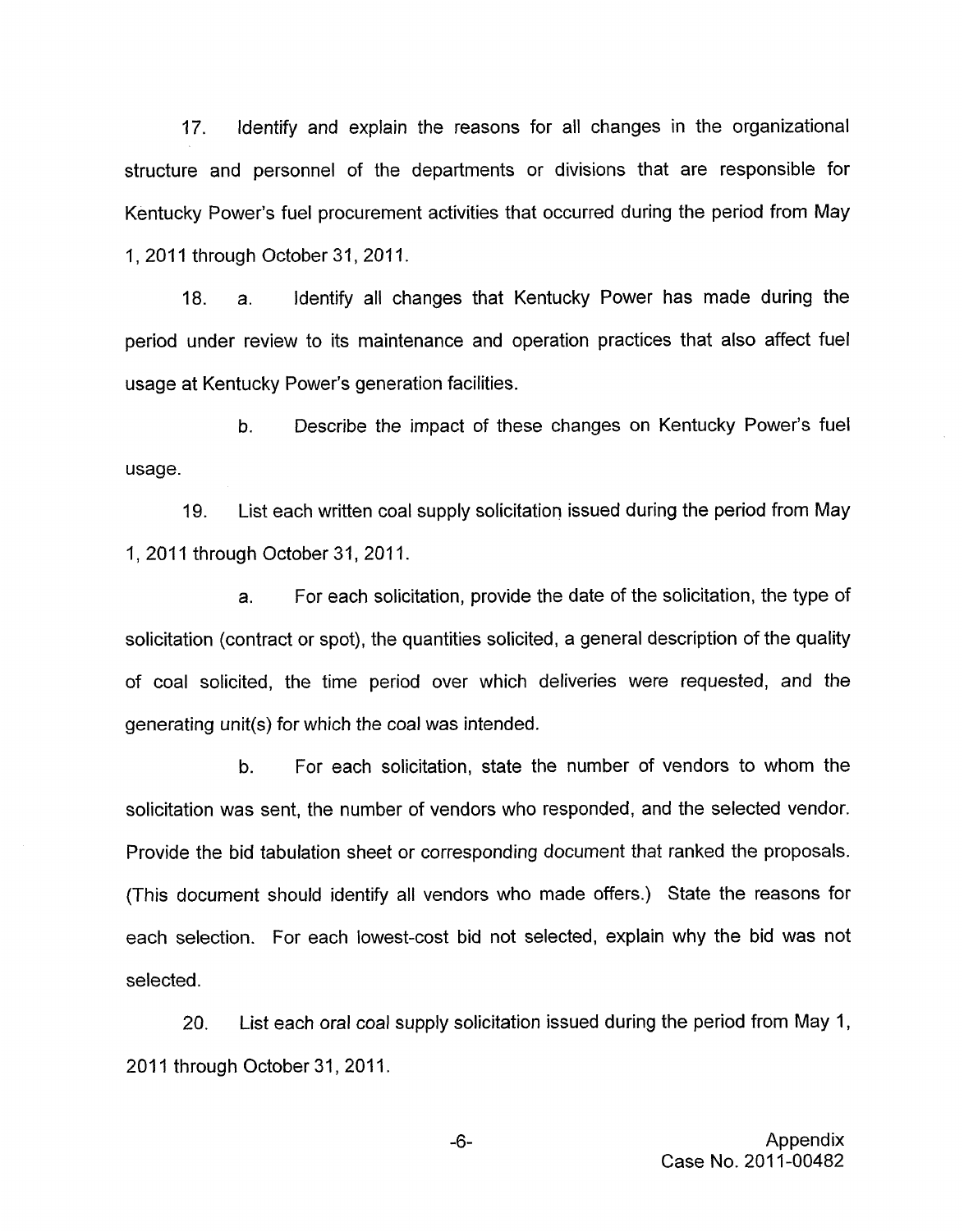17. Identify and explain the reasons for all changes in the organizational structure and personnel of the departments or divisions that are responsible for Kentucky Power's fuel procurement activities that occurred during the period from May 1, 2011 through October 31, 2011.

18. a. Identify all changes that Kentucky Power has made during the period under review to its maintenance and operation practices that also affect fuel usage at Kentucky Power's generation facilities.

b. Describe the impact of these changes on Kentucky Power's fuel usage.

19. List each written coal supply solicitation issued during the period from May 1, 2011 through October 31, 2011.

a. For each solicitation, provide the date of the solicitation, the type of solicitation (contract or spot), the quantities solicited, a general description of the quality of coal solicited, the time period over which deliveries were requested, and the generating unit(s) for which the coal was intended.

b. For each solicitation, state the number of vendors to whom the solicitation was sent, the number of vendors who responded, and the selected vendor. Provide the bid tabulation sheet or corresponding document that ranked the proposals. (This document should identify all vendors who made offers.) State the reasons for each selection. For each lowest-cost bid not selected, explain why the bid was not selected.

20. List each oral coal supply solicitation issued during the period from May 1, 2011 through October 31, 2011.

Appendix
Case No. 2011-00482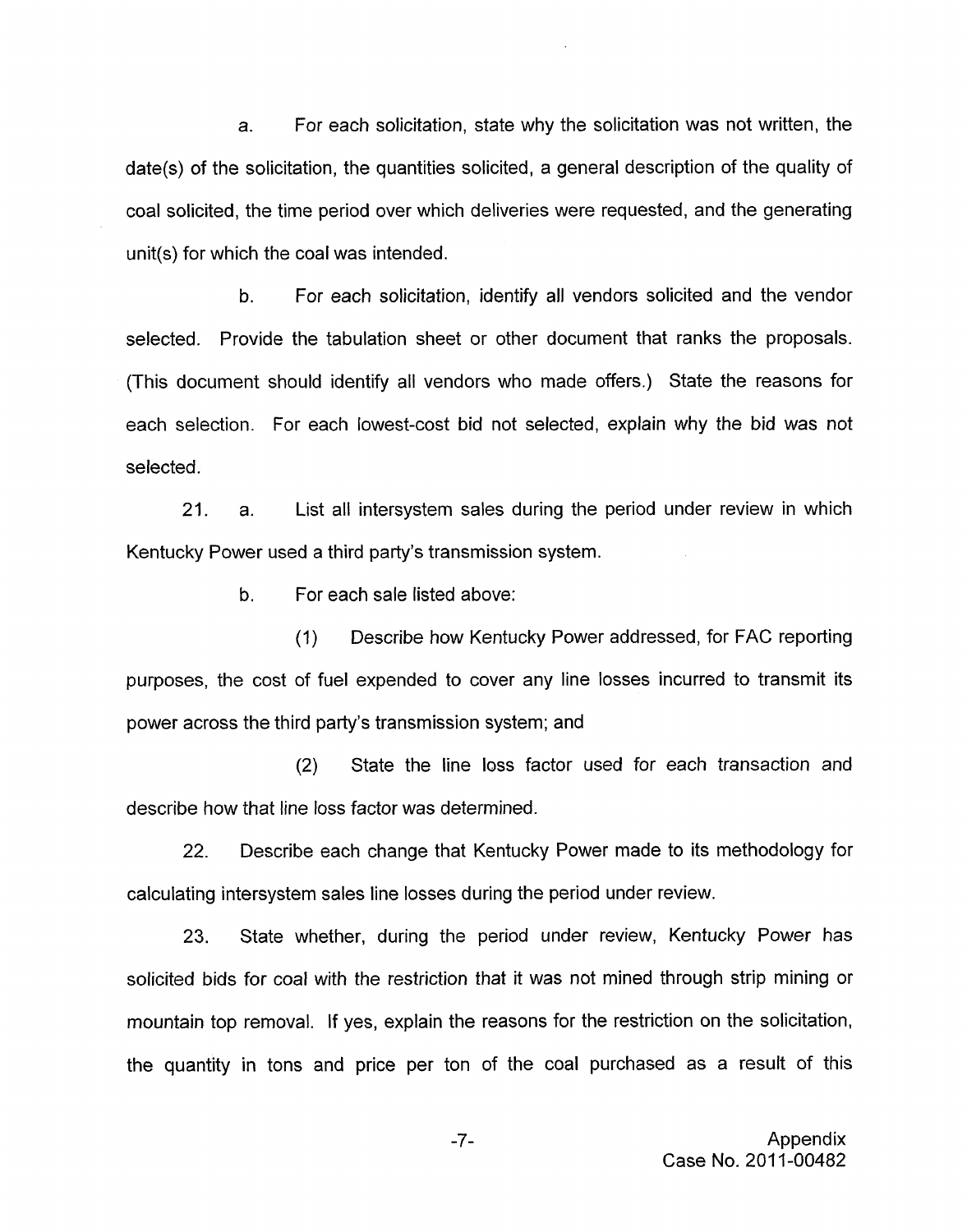a. For each solicitation, state why the solicitation was not written, the date(s) of the solicitation, the quantities solicited, a general description of the quality of coal solicited, the time period over which deliveries were requested, and the generating unit(s) for which the coal was intended.

b. For each solicitation, identify all vendors solicited and the vendor selected. Provide the tabulation sheet or other document that ranks the proposals. (This document should identify all vendors who made offers.) State the reasons for each selection. For each lowest-cost bid not selected, explain why the bid was not selected.

21. a. List all intersystem sales during the period under review in which Kentucky Power used a third party's transmission system.

b. For each sale listed above:

(1) Describe how Kentucky Power addressed, for FAC reporting purposes, the cost of fuel expended to cover any line losses incurred to transmit its power across the third party's transmission system; and

(2) State the line loss factor used for each transaction and describe how that line loss factor was determined.

22. Describe each change that Kentucky Power made to its methodology for calculating intersystem sales line losses during the period under review.

23. State whether, during the period under review, Kentucky Power has solicited bids for coal with the restriction that it was not mined through strip mining or mountain top removal. If yes, explain the reasons for the restriction on the solicitation, the quantity in tons and price per ton of the coal purchased as a result of this

Appendix
Case No. 2011-00482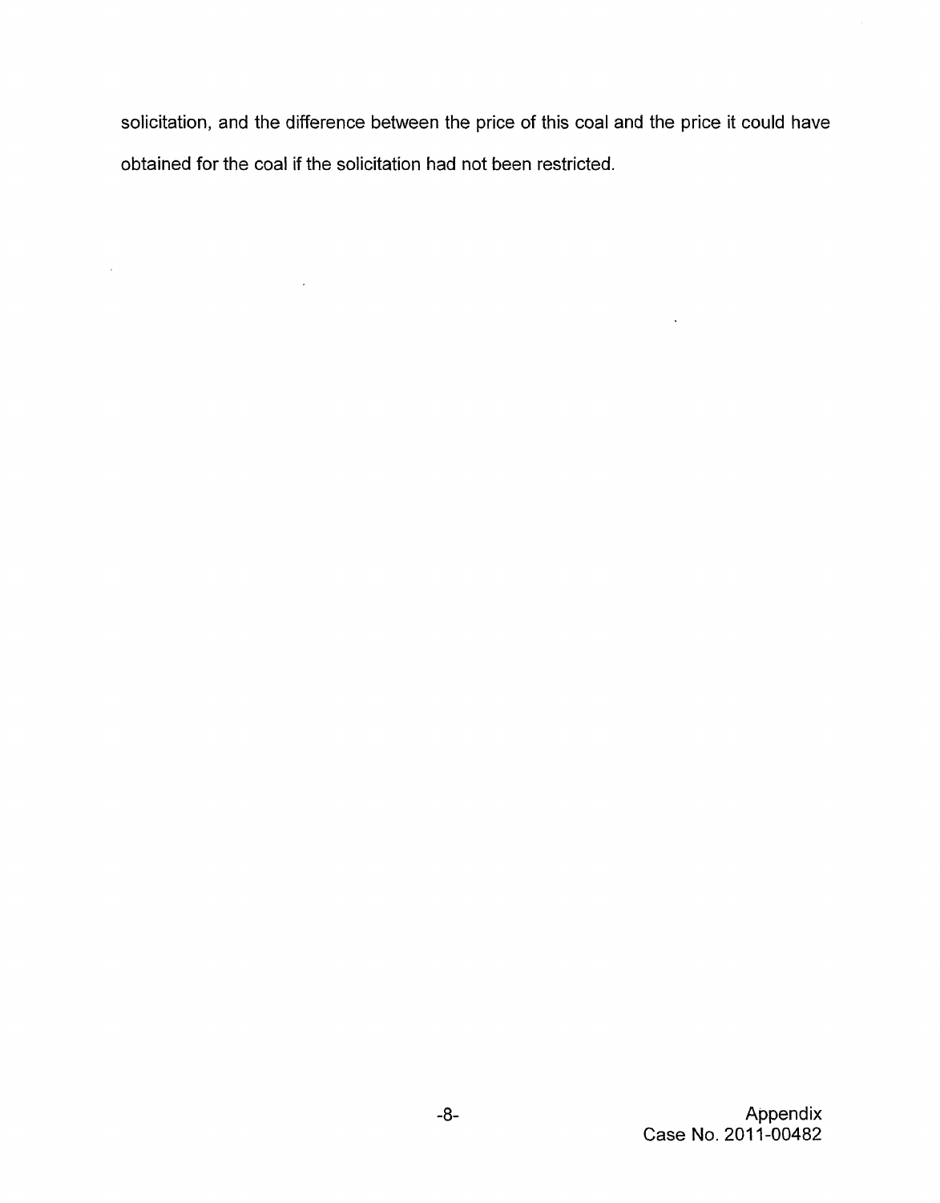solicitation, and the difference between the price of this coal and the price it could have obtained for the coal if the solicitation had not been restricted.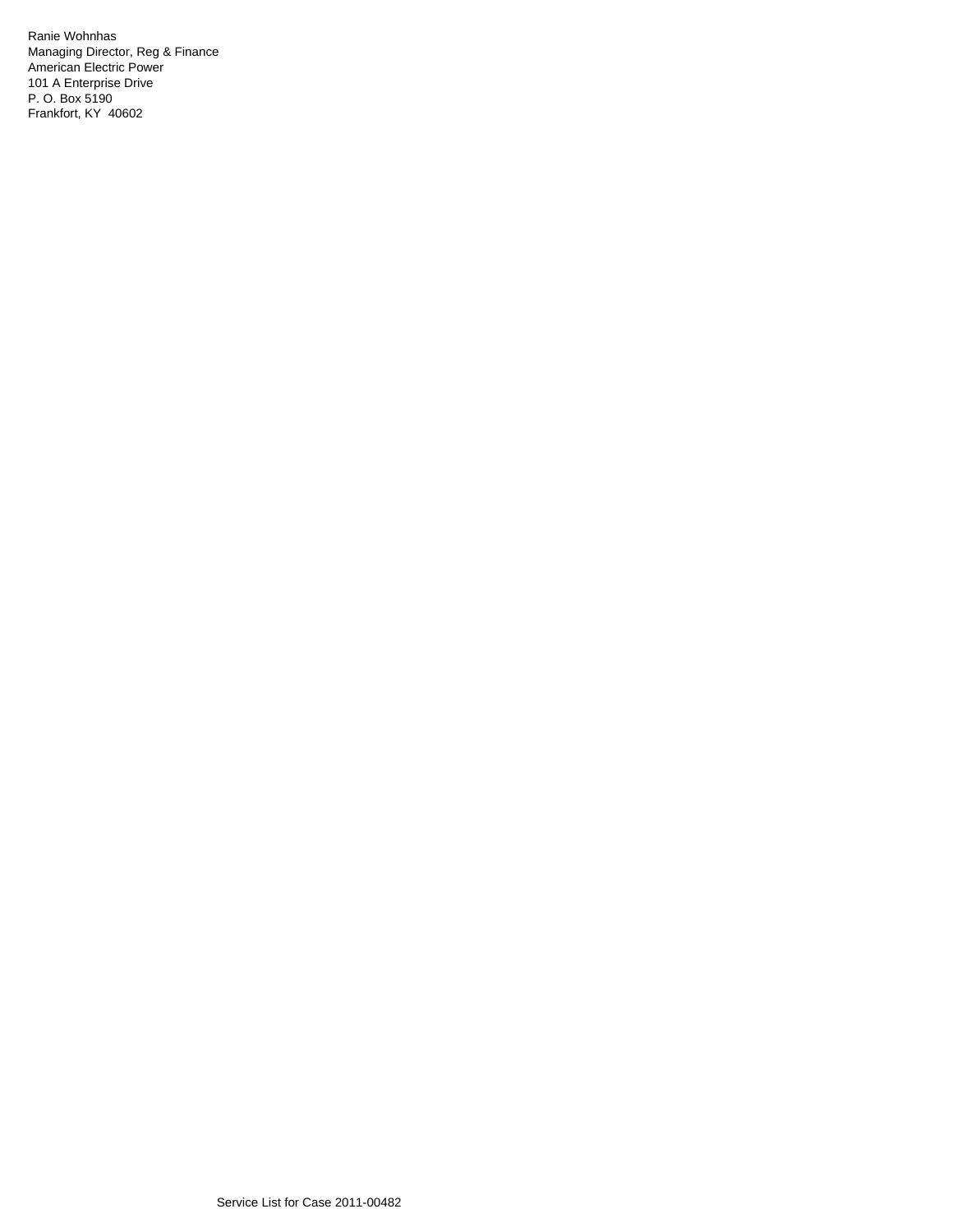Ranie Wohnhas
Managing Director, Reg & Finance
American Electric Power
101 A Enterprise Drive
P. O. Box 5190
Frankfort, KY  40602